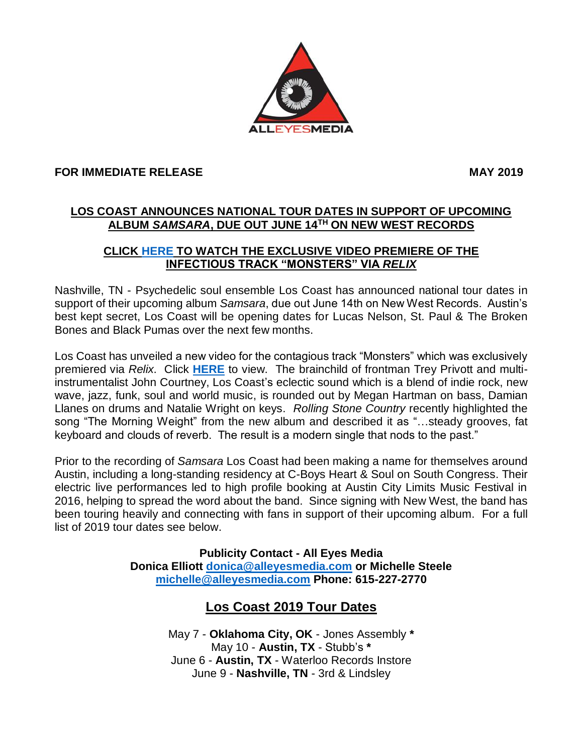ALLEYESMEDIA

**FOR IMMEDIATE RELEASE** **MAY 2019**

## LOS COAST ANNOUNCES NATIONAL TOUR DATES IN SUPPORT OF UPCOMING ALBUM *SAMSARA*, DUE OUT JUNE 14TH ON NEW WEST RECORDS

### CLICK HERE TO WATCH THE EXCLUSIVE VIDEO PREMIERE OF THE INFECTIOUS TRACK "MONSTERS" VIA *RELIX*

Nashville, TN - Psychedelic soul ensemble Los Coast has announced national tour dates in support of their upcoming album *Samsara*, due out June 14th on New West Records. Austin's best kept secret, Los Coast will be opening dates for Lucas Nelson, St. Paul & The Broken Bones and Black Pumas over the next few months.

Los Coast has unveiled a new video for the contagious track "Monsters" which was exclusively premiered via *Relix*. Click **HERE** to view. The brainchild of frontman Trey Privott and multi-instrumentalist John Courtney, Los Coast's eclectic sound which is a blend of indie rock, new wave, jazz, funk, soul and world music, is rounded out by Megan Hartman on bass, Damian Llanes on drums and Natalie Wright on keys. *Rolling Stone Country* recently highlighted the song "The Morning Weight" from the new album and described it as "…steady grooves, fat keyboard and clouds of reverb. The result is a modern single that nods to the past."

Prior to the recording of *Samsara* Los Coast had been making a name for themselves around Austin, including a long-standing residency at C-Boys Heart & Soul on South Congress. Their electric live performances led to high profile booking at Austin City Limits Music Festival in 2016, helping to spread the word about the band. Since signing with New West, the band has been touring heavily and connecting with fans in support of their upcoming album. For a full list of 2019 tour dates see below.

**Publicity Contact - All Eyes Media**
**Donica Elliott donica@alleyesmedia.com or Michelle Steele michelle@alleyesmedia.com Phone: 615-227-2770**

## Los Coast 2019 Tour Dates

May 7 - **Oklahoma City, OK** - Jones Assembly **\***
May 10 - **Austin, TX** - Stubb's **\***
June 6 - **Austin, TX** - Waterloo Records Instore
June 9 - **Nashville, TN** - 3rd & Lindsley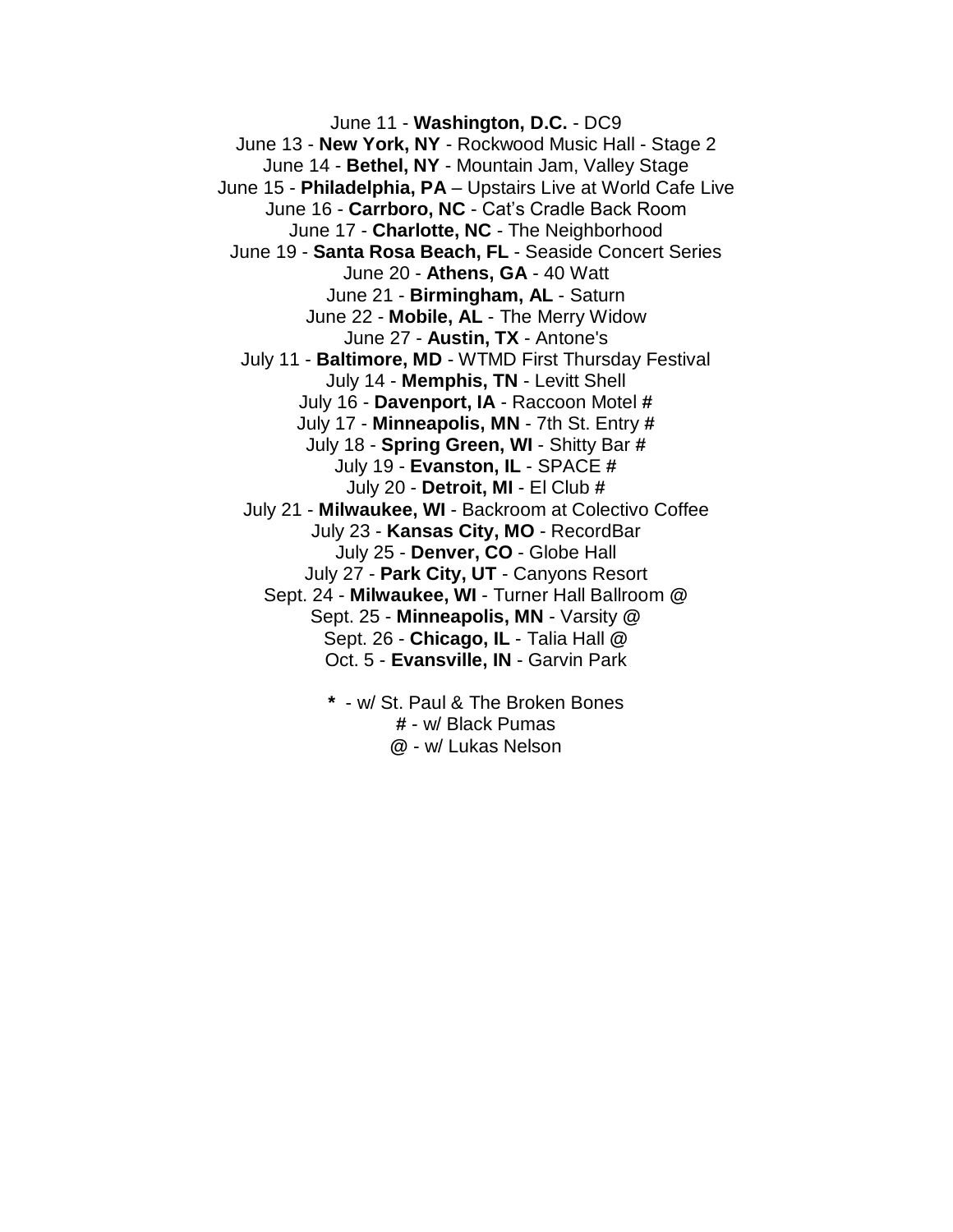June 11 - **Washington, D.C.** - DC9
June 13 - **New York, NY** - Rockwood Music Hall - Stage 2
June 14 - **Bethel, NY** - Mountain Jam, Valley Stage
June 15 - **Philadelphia, PA** – Upstairs Live at World Cafe Live
June 16 - **Carrboro, NC** - Cat's Cradle Back Room
June 17 - **Charlotte, NC** - The Neighborhood
June 19 - **Santa Rosa Beach, FL** - Seaside Concert Series
June 20 - **Athens, GA** - 40 Watt
June 21 - **Birmingham, AL** - Saturn
June 22 - **Mobile, AL** - The Merry Widow
June 27 - **Austin, TX** - Antone's
July 11 - **Baltimore, MD** - WTMD First Thursday Festival
July 14 - **Memphis, TN** - Levitt Shell
July 16 - **Davenport, IA** - Raccoon Motel **#**
July 17 - **Minneapolis, MN** - 7th St. Entry **#**
July 18 - **Spring Green, WI** - Shitty Bar **#**
July 19 - **Evanston, IL** - SPACE **#**
July 20 - **Detroit, MI** - El Club **#**
July 21 - **Milwaukee, WI** - Backroom at Colectivo Coffee
July 23 - **Kansas City, MO** - RecordBar
July 25 - **Denver, CO** - Globe Hall
July 27 - **Park City, UT** - Canyons Resort
Sept. 24 - **Milwaukee, WI** - Turner Hall Ballroom @
Sept. 25 - **Minneapolis, MN** - Varsity @
Sept. 26 - **Chicago, IL** - Talia Hall @
Oct. 5 - **Evansville, IN** - Garvin Park

**\*** - w/ St. Paul & The Broken Bones
**#** - w/ Black Pumas
@ - w/ Lukas Nelson